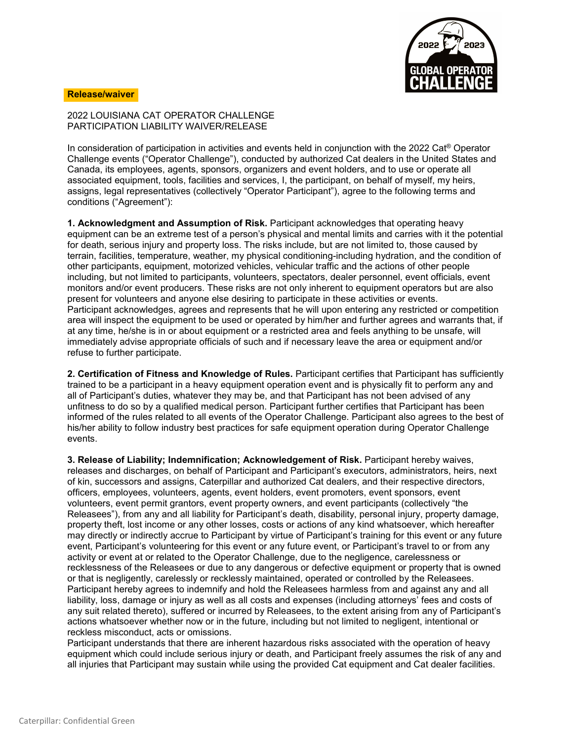**Release/waiver**

2022 LOUISIANA CAT OPERATOR CHALLENGE
PARTICIPATION LIABILITY WAIVER/RELEASE

In consideration of participation in activities and events held in conjunction with the 2022 Cat® Operator Challenge events ("Operator Challenge"), conducted by authorized Cat dealers in the United States and Canada, its employees, agents, sponsors, organizers and event holders, and to use or operate all associated equipment, tools, facilities and services, I, the participant, on behalf of myself, my heirs, assigns, legal representatives (collectively "Operator Participant"), agree to the following terms and conditions ("Agreement"):

**1. Acknowledgment and Assumption of Risk.** Participant acknowledges that operating heavy equipment can be an extreme test of a person's physical and mental limits and carries with it the potential for death, serious injury and property loss. The risks include, but are not limited to, those caused by terrain, facilities, temperature, weather, my physical conditioning-including hydration, and the condition of other participants, equipment, motorized vehicles, vehicular traffic and the actions of other people including, but not limited to participants, volunteers, spectators, dealer personnel, event officials, event monitors and/or event producers. These risks are not only inherent to equipment operators but are also present for volunteers and anyone else desiring to participate in these activities or events.
Participant acknowledges, agrees and represents that he will upon entering any restricted or competition area will inspect the equipment to be used or operated by him/her and further agrees and warrants that, if at any time, he/she is in or about equipment or a restricted area and feels anything to be unsafe, will immediately advise appropriate officials of such and if necessary leave the area or equipment and/or refuse to further participate.

**2. Certification of Fitness and Knowledge of Rules.** Participant certifies that Participant has sufficiently trained to be a participant in a heavy equipment operation event and is physically fit to perform any and all of Participant's duties, whatever they may be, and that Participant has not been advised of any unfitness to do so by a qualified medical person. Participant further certifies that Participant has been informed of the rules related to all events of the Operator Challenge. Participant also agrees to the best of his/her ability to follow industry best practices for safe equipment operation during Operator Challenge events.

**3. Release of Liability; Indemnification; Acknowledgement of Risk.** Participant hereby waives, releases and discharges, on behalf of Participant and Participant's executors, administrators, heirs, next of kin, successors and assigns, Caterpillar and authorized Cat dealers, and their respective directors, officers, employees, volunteers, agents, event holders, event promoters, event sponsors, event volunteers, event permit grantors, event property owners, and event participants (collectively "the Releasees"), from any and all liability for Participant's death, disability, personal injury, property damage, property theft, lost income or any other losses, costs or actions of any kind whatsoever, which hereafter may directly or indirectly accrue to Participant by virtue of Participant's training for this event or any future event, Participant's volunteering for this event or any future event, or Participant's travel to or from any activity or event at or related to the Operator Challenge, due to the negligence, carelessness or recklessness of the Releasees or due to any dangerous or defective equipment or property that is owned or that is negligently, carelessly or recklessly maintained, operated or controlled by the Releasees. Participant hereby agrees to indemnify and hold the Releasees harmless from and against any and all liability, loss, damage or injury as well as all costs and expenses (including attorneys' fees and costs of any suit related thereto), suffered or incurred by Releasees, to the extent arising from any of Participant's actions whatsoever whether now or in the future, including but not limited to negligent, intentional or reckless misconduct, acts or omissions.
Participant understands that there are inherent hazardous risks associated with the operation of heavy equipment which could include serious injury or death, and Participant freely assumes the risk of any and all injuries that Participant may sustain while using the provided Cat equipment and Cat dealer facilities.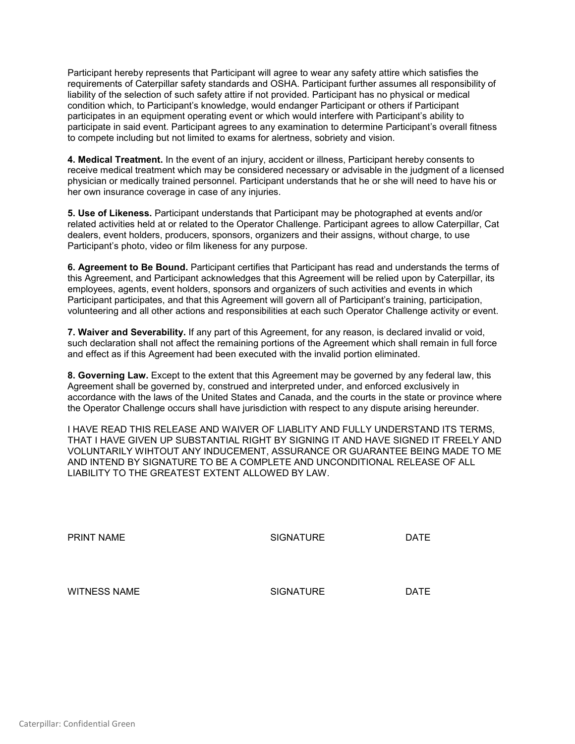Participant hereby represents that Participant will agree to wear any safety attire which satisfies the requirements of Caterpillar safety standards and OSHA. Participant further assumes all responsibility of liability of the selection of such safety attire if not provided. Participant has no physical or medical condition which, to Participant's knowledge, would endanger Participant or others if Participant participates in an equipment operating event or which would interfere with Participant's ability to participate in said event. Participant agrees to any examination to determine Participant's overall fitness to compete including but not limited to exams for alertness, sobriety and vision.

**4. Medical Treatment.** In the event of an injury, accident or illness, Participant hereby consents to receive medical treatment which may be considered necessary or advisable in the judgment of a licensed physician or medically trained personnel. Participant understands that he or she will need to have his or her own insurance coverage in case of any injuries.

**5. Use of Likeness.** Participant understands that Participant may be photographed at events and/or related activities held at or related to the Operator Challenge. Participant agrees to allow Caterpillar, Cat dealers, event holders, producers, sponsors, organizers and their assigns, without charge, to use Participant's photo, video or film likeness for any purpose.

**6. Agreement to Be Bound.** Participant certifies that Participant has read and understands the terms of this Agreement, and Participant acknowledges that this Agreement will be relied upon by Caterpillar, its employees, agents, event holders, sponsors and organizers of such activities and events in which Participant participates, and that this Agreement will govern all of Participant's training, participation, volunteering and all other actions and responsibilities at each such Operator Challenge activity or event.

**7. Waiver and Severability.** If any part of this Agreement, for any reason, is declared invalid or void, such declaration shall not affect the remaining portions of the Agreement which shall remain in full force and effect as if this Agreement had been executed with the invalid portion eliminated.

**8. Governing Law.** Except to the extent that this Agreement may be governed by any federal law, this Agreement shall be governed by, construed and interpreted under, and enforced exclusively in accordance with the laws of the United States and Canada, and the courts in the state or province where the Operator Challenge occurs shall have jurisdiction with respect to any dispute arising hereunder.

I HAVE READ THIS RELEASE AND WAIVER OF LIABLITY AND FULLY UNDERSTAND ITS TERMS, THAT I HAVE GIVEN UP SUBSTANTIAL RIGHT BY SIGNING IT AND HAVE SIGNED IT FREELY AND VOLUNTARILY WIHTOUT ANY INDUCEMENT, ASSURANCE OR GUARANTEE BEING MADE TO ME AND INTEND BY SIGNATURE TO BE A COMPLETE AND UNCONDITIONAL RELEASE OF ALL LIABILITY TO THE GREATEST EXTENT ALLOWED BY LAW.

PRINT NAME SIGNATURE DATE

WITNESS NAME SIGNATURE DATE

Caterpillar: Confidential Green